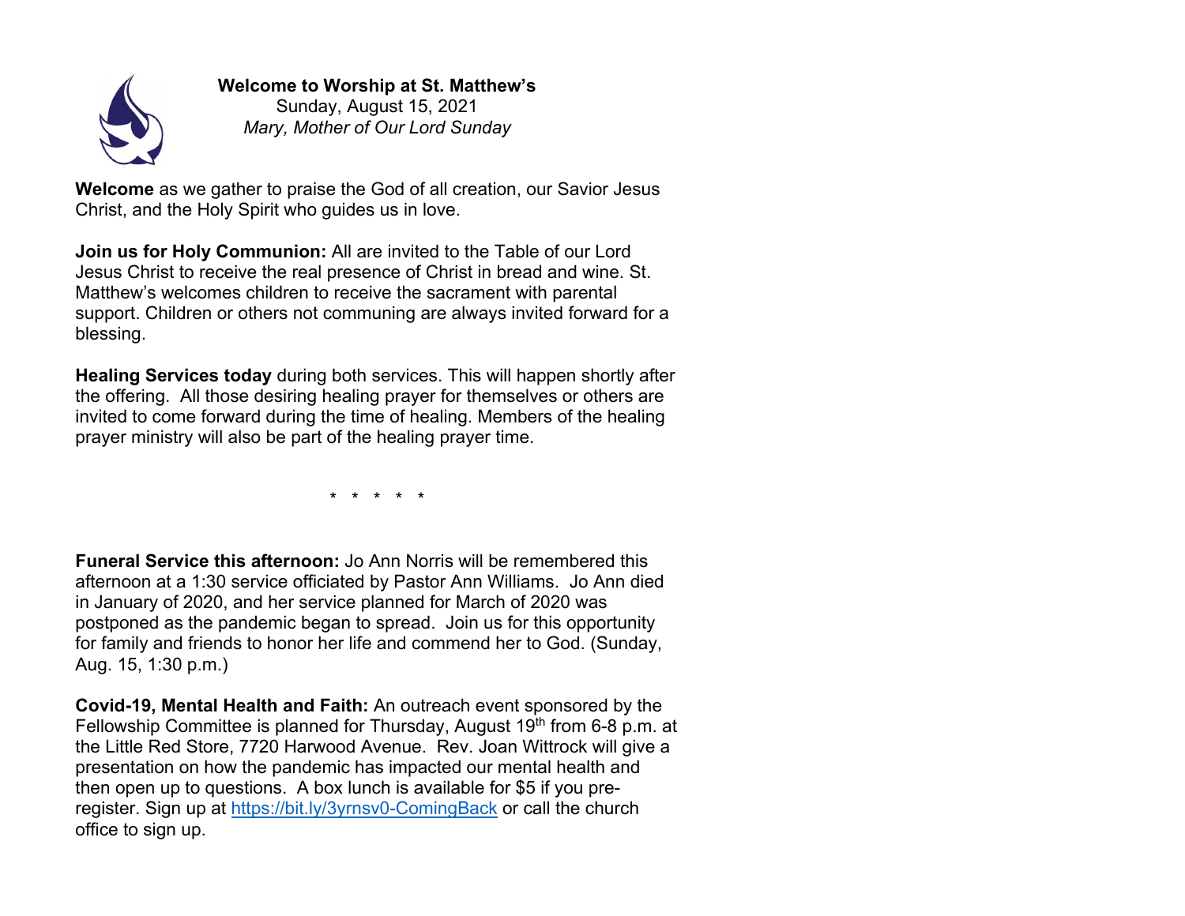**Welcome to Worship at St. Matthew's**
Sunday, August 15, 2021
*Mary, Mother of Our Lord Sunday*

**Welcome** as we gather to praise the God of all creation, our Savior Jesus Christ, and the Holy Spirit who guides us in love.

**Join us for Holy Communion:** All are invited to the Table of our Lord Jesus Christ to receive the real presence of Christ in bread and wine. St. Matthew's welcomes children to receive the sacrament with parental support. Children or others not communing are always invited forward for a blessing.

**Healing Services today** during both services. This will happen shortly after the offering. All those desiring healing prayer for themselves or others are invited to come forward during the time of healing. Members of the healing prayer ministry will also be part of the healing prayer time.

\* \* \* \* \*

**Funeral Service this afternoon:** Jo Ann Norris will be remembered this afternoon at a 1:30 service officiated by Pastor Ann Williams. Jo Ann died in January of 2020, and her service planned for March of 2020 was postponed as the pandemic began to spread. Join us for this opportunity for family and friends to honor her life and commend her to God. (Sunday, Aug. 15, 1:30 p.m.)

**Covid-19, Mental Health and Faith:** An outreach event sponsored by the Fellowship Committee is planned for Thursday, August 19th from 6-8 p.m. at the Little Red Store, 7720 Harwood Avenue. Rev. Joan Wittrock will give a presentation on how the pandemic has impacted our mental health and then open up to questions. A box lunch is available for $5 if you pre-register. Sign up at https://bit.ly/3yrnsv0-ComingBack or call the church office to sign up.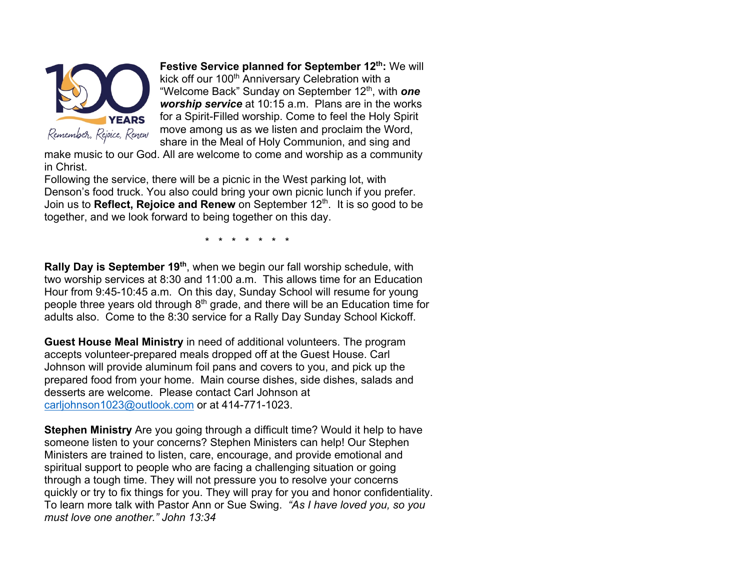**Festive Service planned for September 12th:** We will kick off our 100th Anniversary Celebration with a "Welcome Back" Sunday on September 12th, with ***one worship service*** at 10:15 a.m. Plans are in the works for a Spirit-Filled worship. Come to feel the Holy Spirit move among us as we listen and proclaim the Word, share in the Meal of Holy Communion, and sing and make music to our God. All are welcome to come and worship as a community in Christ.

Following the service, there will be a picnic in the West parking lot, with Denson's food truck. You also could bring your own picnic lunch if you prefer. Join us to **Reflect, Rejoice and Renew** on September 12th. It is so good to be together, and we look forward to being together on this day.

\* \* \* \* \* \* \*

**Rally Day is September 19th**, when we begin our fall worship schedule, with two worship services at 8:30 and 11:00 a.m. This allows time for an Education Hour from 9:45-10:45 a.m. On this day, Sunday School will resume for young people three years old through 8th grade, and there will be an Education time for adults also. Come to the 8:30 service for a Rally Day Sunday School Kickoff.

**Guest House Meal Ministry** in need of additional volunteers. The program accepts volunteer-prepared meals dropped off at the Guest House. Carl Johnson will provide aluminum foil pans and covers to you, and pick up the prepared food from your home. Main course dishes, side dishes, salads and desserts are welcome. Please contact Carl Johnson at carljohnson1023@outlook.com or at 414-771-1023.

**Stephen Ministry** Are you going through a difficult time? Would it help to have someone listen to your concerns? Stephen Ministers can help! Our Stephen Ministers are trained to listen, care, encourage, and provide emotional and spiritual support to people who are facing a challenging situation or going through a tough time. They will not pressure you to resolve your concerns quickly or try to fix things for you. They will pray for you and honor confidentiality. To learn more talk with Pastor Ann or Sue Swing. *"As I have loved you, so you must love one another." John 13:34*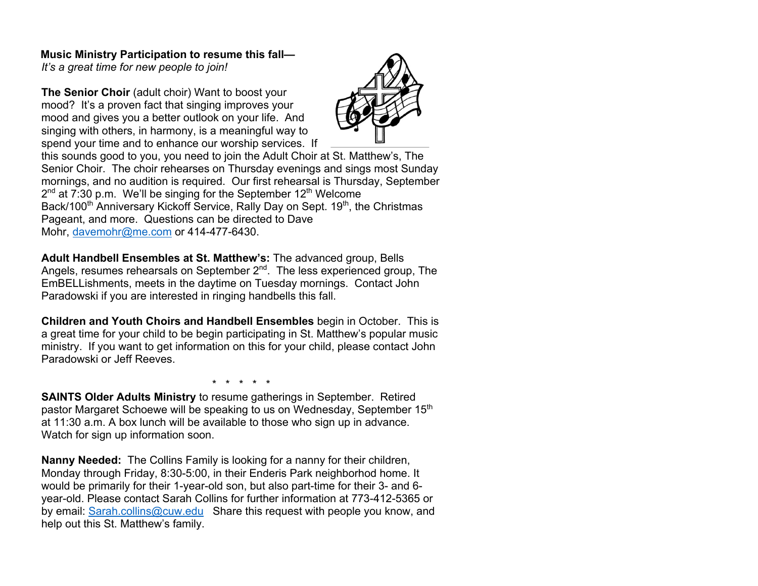**Music Ministry Participation to resume this fall—**
*It's a great time for new people to join!*

**The Senior Choir** (adult choir) Want to boost your mood? It's a proven fact that singing improves your mood and gives you a better outlook on your life. And singing with others, in harmony, is a meaningful way to spend your time and to enhance our worship services. If this sounds good to you, you need to join the Adult Choir at St. Matthew's, The Senior Choir. The choir rehearses on Thursday evenings and sings most Sunday mornings, and no audition is required. Our first rehearsal is Thursday, September 2nd at 7:30 p.m. We'll be singing for the September 12th Welcome Back/100th Anniversary Kickoff Service, Rally Day on Sept. 19th, the Christmas Pageant, and more. Questions can be directed to Dave Mohr, davemohr@me.com or 414-477-6430.

**Adult Handbell Ensembles at St. Matthew's:** The advanced group, Bells Angels, resumes rehearsals on September 2nd. The less experienced group, The EmBELLishments, meets in the daytime on Tuesday mornings. Contact John Paradowski if you are interested in ringing handbells this fall.

**Children and Youth Choirs and Handbell Ensembles** begin in October. This is a great time for your child to be begin participating in St. Matthew's popular music ministry. If you want to get information on this for your child, please contact John Paradowski or Jeff Reeves.

\* \* \* \* \*

**SAINTS Older Adults Ministry** to resume gatherings in September. Retired pastor Margaret Schoewe will be speaking to us on Wednesday, September 15th at 11:30 a.m. A box lunch will be available to those who sign up in advance. Watch for sign up information soon.

**Nanny Needed:** The Collins Family is looking for a nanny for their children, Monday through Friday, 8:30-5:00, in their Enderis Park neighborhod home. It would be primarily for their 1-year-old son, but also part-time for their 3- and 6-year-old. Please contact Sarah Collins for further information at 773-412-5365 or by email: Sarah.collins@cuw.edu Share this request with people you know, and help out this St. Matthew's family.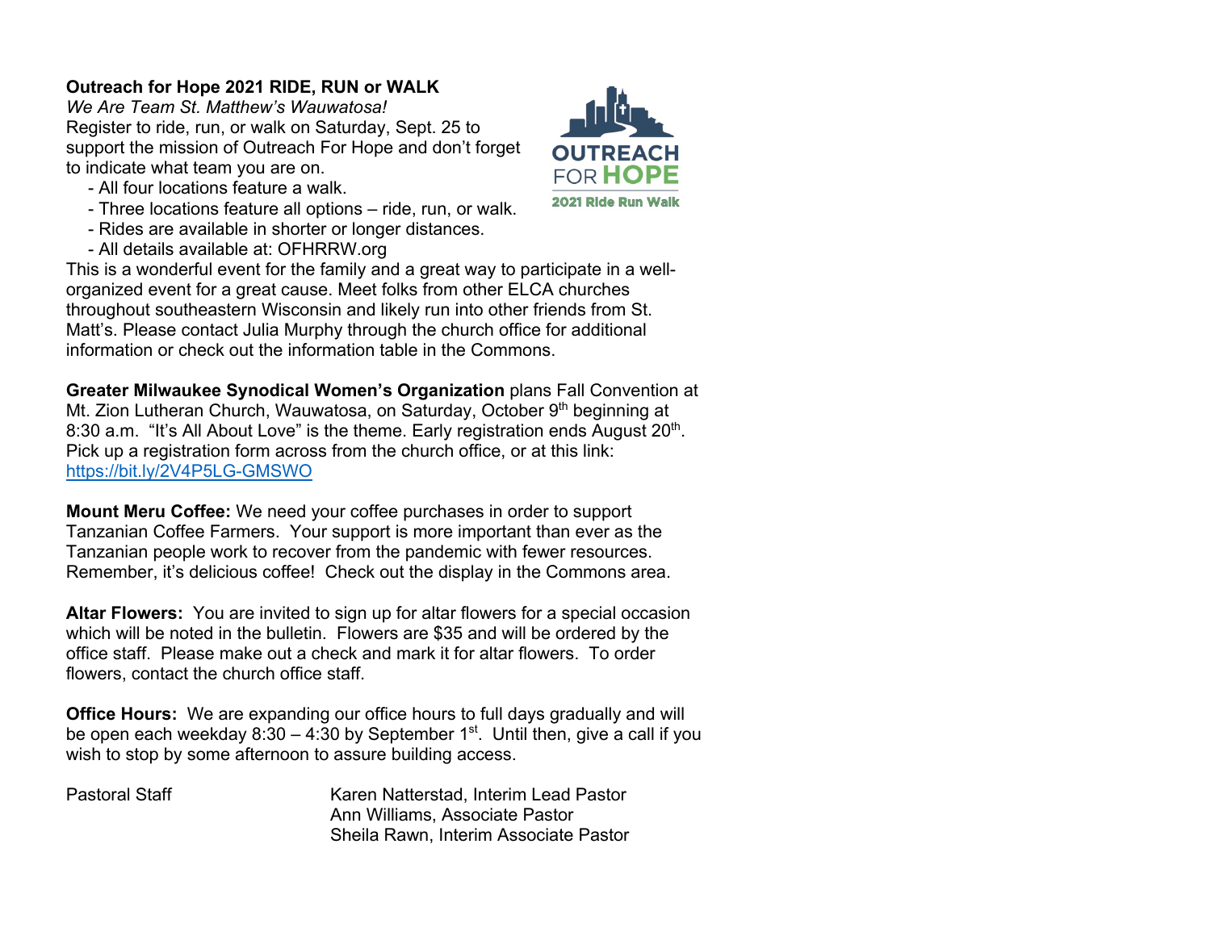**Outreach for Hope 2021 RIDE, RUN or WALK**

*We Are Team St. Matthew's Wauwatosa!*

Register to ride, run, or walk on Saturday, Sept. 25 to support the mission of Outreach For Hope and don't forget to indicate what team you are on.

- All four locations feature a walk.
- Three locations feature all options – ride, run, or walk.
- Rides are available in shorter or longer distances.
- All details available at: OFHRRW.org

OUTREACH FOR HOPE
2021 Ride Run Walk

This is a wonderful event for the family and a great way to participate in a well-organized event for a great cause. Meet folks from other ELCA churches throughout southeastern Wisconsin and likely run into other friends from St. Matt's. Please contact Julia Murphy through the church office for additional information or check out the information table in the Commons.

**Greater Milwaukee Synodical Women's Organization** plans Fall Convention at Mt. Zion Lutheran Church, Wauwatosa, on Saturday, October 9th beginning at 8:30 a.m. "It's All About Love" is the theme. Early registration ends August 20th. Pick up a registration form across from the church office, or at this link: https://bit.ly/2V4P5LG-GMSWO

**Mount Meru Coffee:** We need your coffee purchases in order to support Tanzanian Coffee Farmers. Your support is more important than ever as the Tanzanian people work to recover from the pandemic with fewer resources. Remember, it's delicious coffee! Check out the display in the Commons area.

**Altar Flowers:** You are invited to sign up for altar flowers for a special occasion which will be noted in the bulletin. Flowers are $35 and will be ordered by the office staff. Please make out a check and mark it for altar flowers. To order flowers, contact the church office staff.

**Office Hours:** We are expanding our office hours to full days gradually and will be open each weekday 8:30 – 4:30 by September 1st. Until then, give a call if you wish to stop by some afternoon to assure building access.

| | |
|---|---|
| Pastoral Staff | Karen Natterstad, Interim Lead Pastor |
| | Ann Williams, Associate Pastor |
| | Sheila Rawn, Interim Associate Pastor |